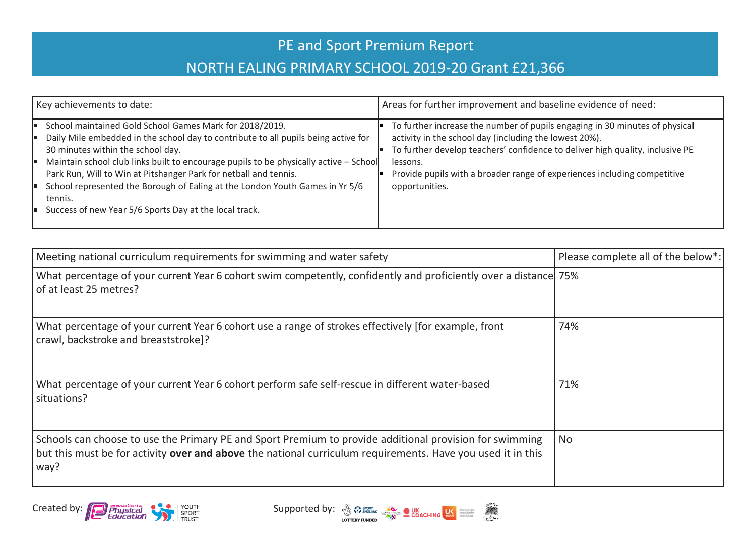# PE and Sport Premium Report

## NORTH EALING PRIMARY SCHOOL 2019-20 Grant £21,366

| Key achievements to date: | Areas for further improvement and baseline evidence of need: |
|---|---|
| <ul><li>School maintained Gold School Games Mark for 2018/2019.</li><li>Daily Mile embedded in the school day to contribute to all pupils being active for 30 minutes within the school day.</li><li>Maintain school club links built to encourage pupils to be physically active – School Park Run, Will to Win at Pitshanger Park for netball and tennis.</li><li>School represented the Borough of Ealing at the London Youth Games in Yr 5/6 tennis.</li><li>Success of new Year 5/6 Sports Day at the local track.</li></ul> | <ul><li>To further increase the number of pupils engaging in 30 minutes of physical activity in the school day (including the lowest 20%).</li><li>To further develop teachers' confidence to deliver high quality, inclusive PE lessons.</li><li>Provide pupils with a broader range of experiences including competitive opportunities.</li></ul> |

| Meeting national curriculum requirements for swimming and water safety | Please complete all of the below*: |
|---|---|
| What percentage of your current Year 6 cohort swim competently, confidently and proficiently over a distance of at least 25 metres? | 75% |
| What percentage of your current Year 6 cohort use a range of strokes effectively [for example, front crawl, backstroke and breaststroke]? | 74% |
| What percentage of your current Year 6 cohort perform safe self-rescue in different water-based situations? | 71% |
| Schools can choose to use the Primary PE and Sport Premium to provide additional provision for swimming but this must be for activity **over and above** the national curriculum requirements. Have you used it in this way? | No |

Created by: Association for Physical Education, Youth Sport Trust

Supported by: Sport England (Lottery Funded), CSPN, UK Coaching, UK Active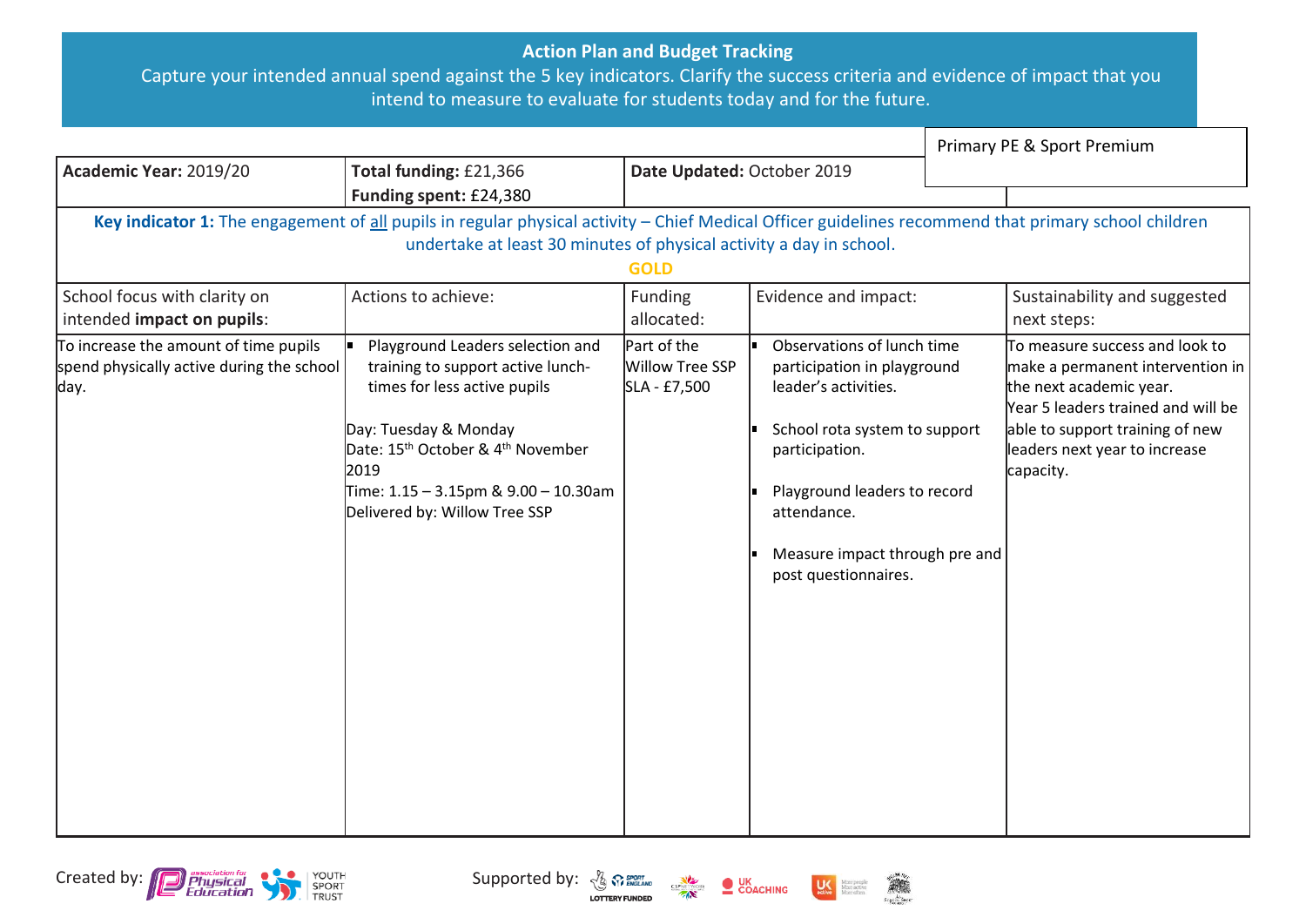**Action Plan and Budget Tracking**

Capture your intended annual spend against the 5 key indicators. Clarify the success criteria and evidence of impact that you intend to measure to evaluate for students today and for the future.

Primary PE & Sport Premium

| **Academic Year:** 2019/20 | **Total funding:** £21,366 **Funding spent:** £24,380 | **Date Updated:** October 2019 | | |
|---|---|---|---|---|
| **Key indicator 1:** The engagement of all pupils in regular physical activity – Chief Medical Officer guidelines recommend that primary school children undertake at least 30 minutes of physical activity a day in school. **GOLD** | | | | |
| School focus with clarity on intended **impact on pupils**: | Actions to achieve: | Funding allocated: | Evidence and impact: | Sustainability and suggested next steps: |
| To increase the amount of time pupils spend physically active during the school day. | ▪ Playground Leaders selection and training to support active lunch-times for less active pupils<br><br>Day: Tuesday & Monday<br>Date: 15th October & 4th November 2019<br>Time: 1.15 – 3.15pm & 9.00 – 10.30am<br>Delivered by: Willow Tree SSP | Part of the Willow Tree SSP SLA - £7,500 | ▪ Observations of lunch time participation in playground leader's activities.<br><br>▪ School rota system to support participation.<br><br>▪ Playground leaders to record attendance.<br><br>▪ Measure impact through pre and post questionnaires. | To measure success and look to make a permanent intervention in the next academic year.<br>Year 5 leaders trained and will be able to support training of new leaders next year to increase capacity. |

Created by: Association for Physical Education, Youth Sport Trust

Supported by: Sport England, CSPN, UK Coaching, UK Active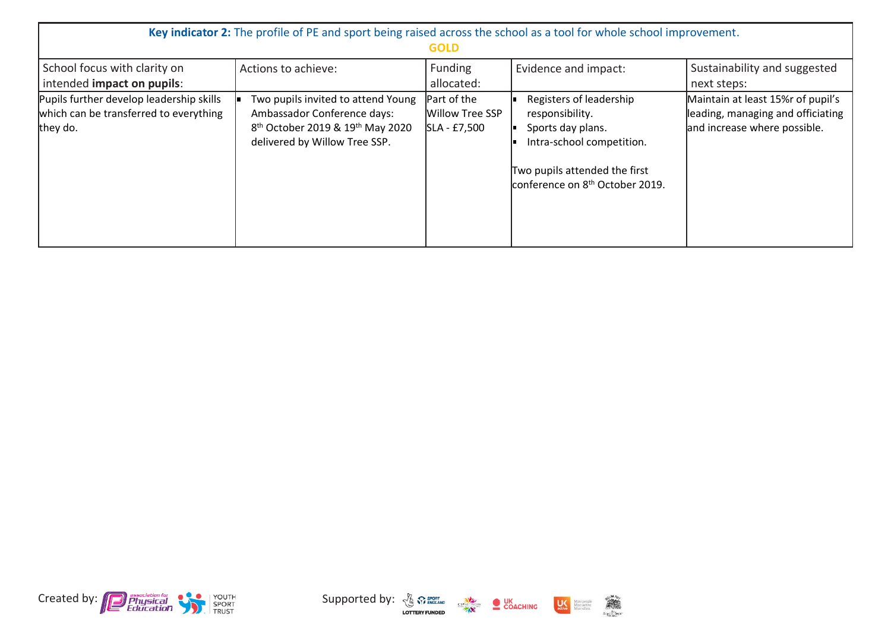**Key indicator 2:** The profile of PE and sport being raised across the school as a tool for whole school improvement.

**GOLD**

| School focus with clarity on intended **impact on pupils**: | Actions to achieve: | Funding allocated: | Evidence and impact: | Sustainability and suggested next steps: |
|---|---|---|---|---|
| Pupils further develop leadership skills which can be transferred to everything they do. | - Two pupils invited to attend Young Ambassador Conference days: 8th October 2019 & 19th May 2020 delivered by Willow Tree SSP. | Part of the Willow Tree SSP SLA - £7,500 | - Registers of leadership responsibility.<br>- Sports day plans.<br>- Intra-school competition.<br><br>Two pupils attended the first conference on 8th October 2019. | Maintain at least 15%r of pupil's leading, managing and officiating and increase where possible. |

Created by: association for Physical Education, Youth Sport Trust

Supported by: Sport England Lottery Funded, CSPN, UK Coaching, UK Active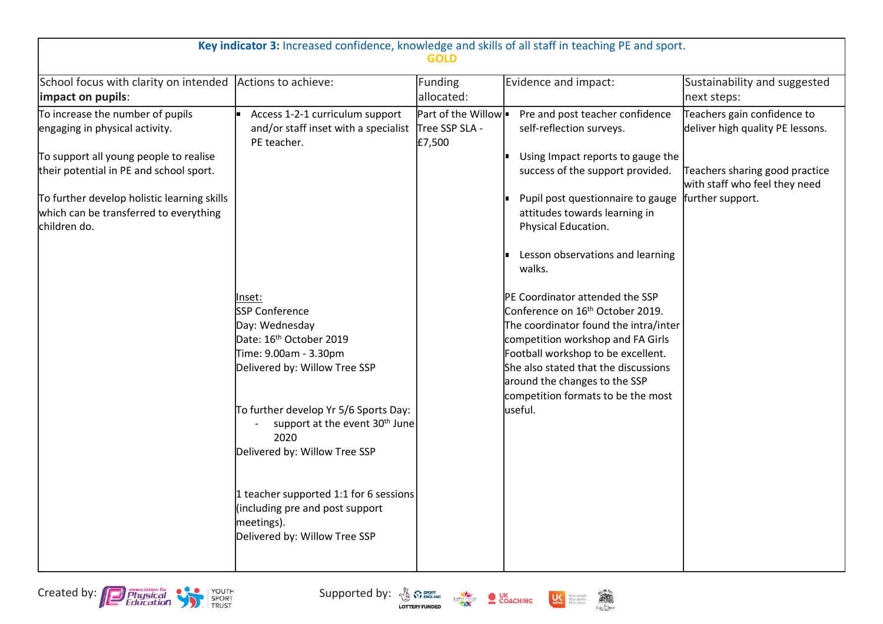| **Key indicator 3:** Increased confidence, knowledge and skills of all staff in teaching PE and sport. GOLD | | | | |
|---|---|---|---|---|
| School focus with clarity on intended **impact on pupils**: | Actions to achieve: | Funding allocated: | Evidence and impact: | Sustainability and suggested next steps: |
| To increase the number of pupils engaging in physical activity.<br><br>To support all young people to realise their potential in PE and school sport.<br><br>To further develop holistic learning skills which can be transferred to everything children do. | ▪ Access 1-2-1 curriculum support and/or staff inset with a specialist PE teacher.<br><br>Inset:<br>SSP Conference<br>Day: Wednesday<br>Date: 16th October 2019<br>Time: 9.00am - 3.30pm<br>Delivered by: Willow Tree SSP<br><br>To further develop Yr 5/6 Sports Day:<br>- support at the event 30th June 2020<br>Delivered by: Willow Tree SSP<br><br>1 teacher supported 1:1 for 6 sessions (including pre and post support meetings).<br>Delivered by: Willow Tree SSP | Part of the Willow Tree SSP SLA - £7,500 | ▪ Pre and post teacher confidence self-reflection surveys.<br><br>▪ Using Impact reports to gauge the success of the support provided.<br><br>▪ Pupil post questionnaire to gauge attitudes towards learning in Physical Education.<br><br>▪ Lesson observations and learning walks.<br><br>PE Coordinator attended the SSP Conference on 16th October 2019. The coordinator found the intra/inter competition workshop and FA Girls Football workshop to be excellent. She also stated that the discussions around the changes to the SSP competition formats to be the most useful. | Teachers gain confidence to deliver high quality PE lessons.<br><br>Teachers sharing good practice with staff who feel they need further support. |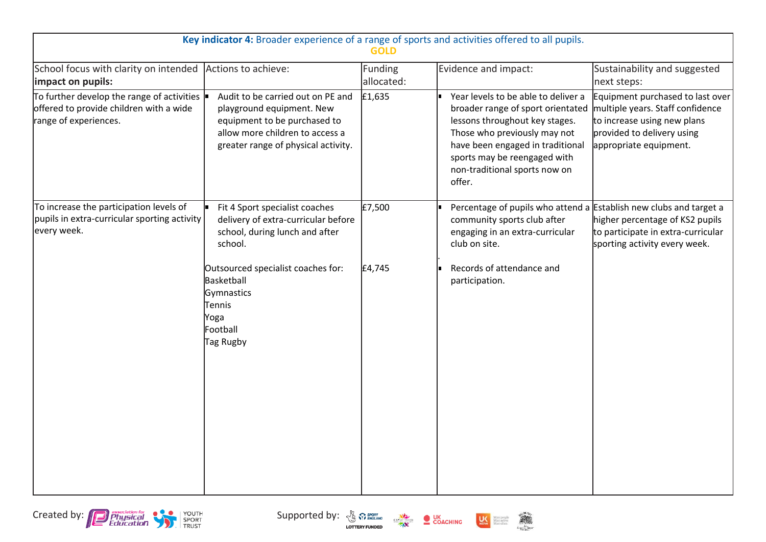| **Key indicator 4:** Broader experience of a range of sports and activities offered to all pupils. GOLD | | | | |
|---|---|---|---|---|
| School focus with clarity on intended **impact on pupils:** | Actions to achieve: | Funding allocated: | Evidence and impact: | Sustainability and suggested next steps: |
| To further develop the range of activities offered to provide children with a wide range of experiences. | ▪ Audit to be carried out on PE and playground equipment. New equipment to be purchased to allow more children to access a greater range of physical activity. | £1,635 | ▪ Year levels to be able to deliver a broader range of sport orientated lessons throughout key stages. Those who previously may not have been engaged in traditional sports may be reengaged with non-traditional sports now on offer. | Equipment purchased to last over multiple years. Staff confidence to increase using new plans provided to delivery using appropriate equipment. |
| To increase the participation levels of pupils in extra-curricular sporting activity every week. | ▪ Fit 4 Sport specialist coaches delivery of extra-curricular before school, during lunch and after school.<br><br>Outsourced specialist coaches for:<br>Basketball<br>Gymnastics<br>Tennis<br>Yoga<br>Football<br>Tag Rugby | £7,500<br><br>£4,745 | ▪ Percentage of pupils who attend a community sports club after engaging in an extra-curricular club on site.<br><br>▪ Records of attendance and participation. | Establish new clubs and target a higher percentage of KS2 pupils to participate in extra-curricular sporting activity every week. |

Created by: association for Physical Education, Youth Sport Trust

Supported by: Sport England Lottery Funded, UK Coaching, UK Active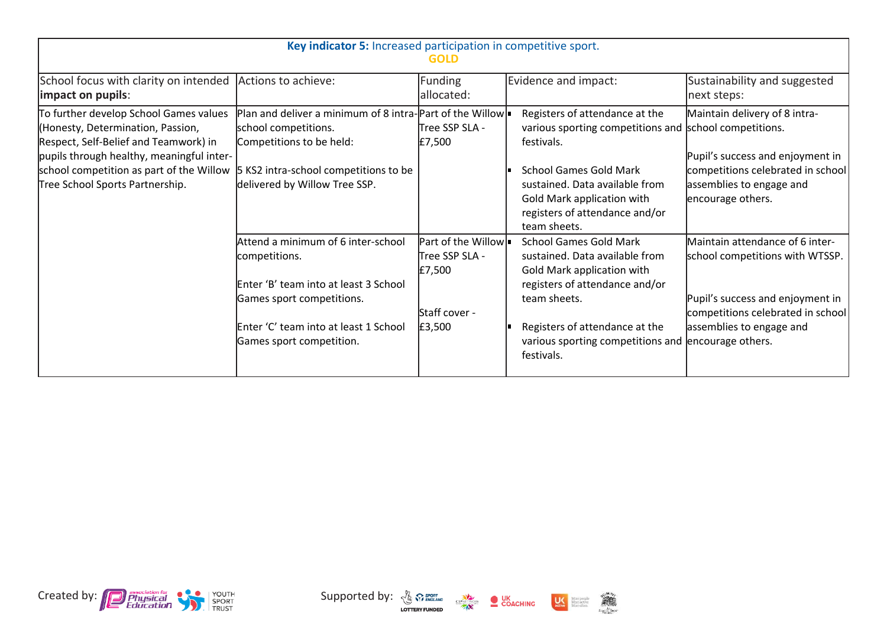| **Key indicator 5:** Increased participation in competitive sport. **GOLD** | | | | |
|---|---|---|---|---|
| School focus with clarity on intended **impact on pupils**: | Actions to achieve: | Funding allocated: | Evidence and impact: | Sustainability and suggested next steps: |
| To further develop School Games values (Honesty, Determination, Passion, Respect, Self-Belief and Teamwork) in pupils through healthy, meaningful inter-school competition as part of the Willow Tree School Sports Partnership. | Plan and deliver a minimum of 8 intra-school competitions. Competitions to be held: <br><br> 5 KS2 intra-school competitions to be delivered by Willow Tree SSP. | Part of the Willow Tree SSP SLA - £7,500 | ▪ Registers of attendance at the various sporting competitions and festivals. <br><br> ▪ School Games Gold Mark sustained. Data available from Gold Mark application with registers of attendance and/or team sheets. | Maintain delivery of 8 intra-school competitions. <br><br> Pupil's success and enjoyment in competitions celebrated in school assemblies to engage and encourage others. |
| | Attend a minimum of 6 inter-school competitions. <br><br> Enter 'B' team into at least 3 School Games sport competitions. <br><br> Enter 'C' team into at least 1 School Games sport competition. | Part of the Willow Tree SSP SLA - £7,500 <br><br> Staff cover - £3,500 | ▪ School Games Gold Mark sustained. Data available from Gold Mark application with registers of attendance and/or team sheets. <br><br> ▪ Registers of attendance at the various sporting competitions and festivals. | Maintain attendance of 6 inter-school competitions with WTSSP. <br><br> Pupil's success and enjoyment in competitions celebrated in school assemblies to engage and encourage others. |

Created by: association for Physical Education, YOUTH SPORT TRUST

Supported by: SPORT ENGLAND LOTTERY FUNDED, CSPN, UK COACHING, UK active